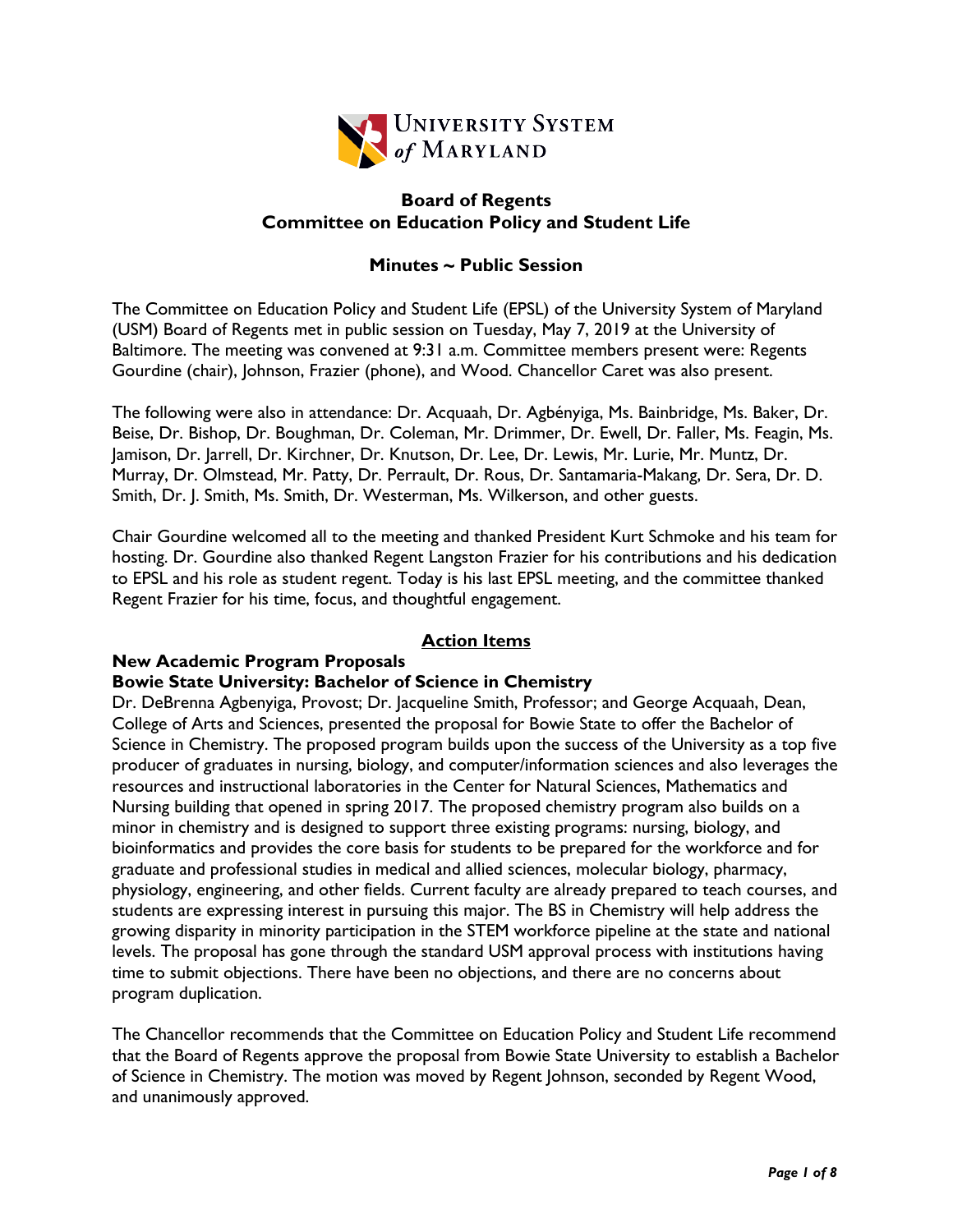UNIVERSITY SYSTEM *of* MARYLAND

# Board of Regents
# Committee on Education Policy and Student Life

## Minutes ~ Public Session

The Committee on Education Policy and Student Life (EPSL) of the University System of Maryland (USM) Board of Regents met in public session on Tuesday, May 7, 2019 at the University of Baltimore. The meeting was convened at 9:31 a.m. Committee members present were: Regents Gourdine (chair), Johnson, Frazier (phone), and Wood. Chancellor Caret was also present.

The following were also in attendance: Dr. Acquaah, Dr. Agbényiga, Ms. Bainbridge, Ms. Baker, Dr. Beise, Dr. Bishop, Dr. Boughman, Dr. Coleman, Mr. Drimmer, Dr. Ewell, Dr. Faller, Ms. Feagin, Ms. Jamison, Dr. Jarrell, Dr. Kirchner, Dr. Knutson, Dr. Lee, Dr. Lewis, Mr. Lurie, Mr. Muntz, Dr. Murray, Dr. Olmstead, Mr. Patty, Dr. Perrault, Dr. Rous, Dr. Santamaria-Makang, Dr. Sera, Dr. D. Smith, Dr. J. Smith, Ms. Smith, Dr. Westerman, Ms. Wilkerson, and other guests.

Chair Gourdine welcomed all to the meeting and thanked President Kurt Schmoke and his team for hosting. Dr. Gourdine also thanked Regent Langston Frazier for his contributions and his dedication to EPSL and his role as student regent. Today is his last EPSL meeting, and the committee thanked Regent Frazier for his time, focus, and thoughtful engagement.

## Action Items

**New Academic Program Proposals**

**Bowie State University: Bachelor of Science in Chemistry**

Dr. DeBrenna Agbenyiga, Provost; Dr. Jacqueline Smith, Professor; and George Acquaah, Dean, College of Arts and Sciences, presented the proposal for Bowie State to offer the Bachelor of Science in Chemistry. The proposed program builds upon the success of the University as a top five producer of graduates in nursing, biology, and computer/information sciences and also leverages the resources and instructional laboratories in the Center for Natural Sciences, Mathematics and Nursing building that opened in spring 2017. The proposed chemistry program also builds on a minor in chemistry and is designed to support three existing programs: nursing, biology, and bioinformatics and provides the core basis for students to be prepared for the workforce and for graduate and professional studies in medical and allied sciences, molecular biology, pharmacy, physiology, engineering, and other fields. Current faculty are already prepared to teach courses, and students are expressing interest in pursuing this major. The BS in Chemistry will help address the growing disparity in minority participation in the STEM workforce pipeline at the state and national levels. The proposal has gone through the standard USM approval process with institutions having time to submit objections. There have been no objections, and there are no concerns about program duplication.

The Chancellor recommends that the Committee on Education Policy and Student Life recommend that the Board of Regents approve the proposal from Bowie State University to establish a Bachelor of Science in Chemistry. The motion was moved by Regent Johnson, seconded by Regent Wood, and unanimously approved.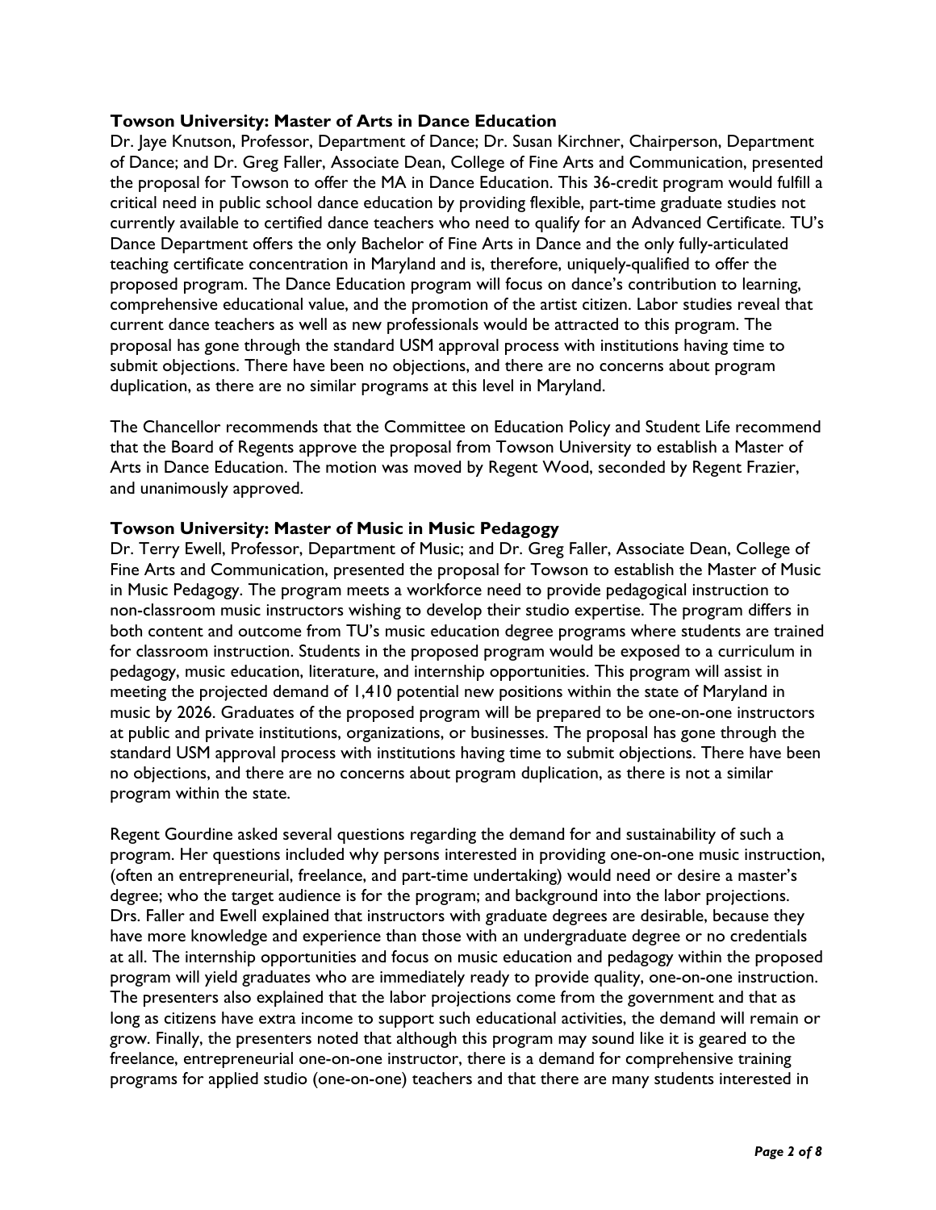**Towson University: Master of Arts in Dance Education**

Dr. Jaye Knutson, Professor, Department of Dance; Dr. Susan Kirchner, Chairperson, Department of Dance; and Dr. Greg Faller, Associate Dean, College of Fine Arts and Communication, presented the proposal for Towson to offer the MA in Dance Education. This 36-credit program would fulfill a critical need in public school dance education by providing flexible, part-time graduate studies not currently available to certified dance teachers who need to qualify for an Advanced Certificate. TU's Dance Department offers the only Bachelor of Fine Arts in Dance and the only fully-articulated teaching certificate concentration in Maryland and is, therefore, uniquely-qualified to offer the proposed program. The Dance Education program will focus on dance's contribution to learning, comprehensive educational value, and the promotion of the artist citizen. Labor studies reveal that current dance teachers as well as new professionals would be attracted to this program. The proposal has gone through the standard USM approval process with institutions having time to submit objections. There have been no objections, and there are no concerns about program duplication, as there are no similar programs at this level in Maryland.

The Chancellor recommends that the Committee on Education Policy and Student Life recommend that the Board of Regents approve the proposal from Towson University to establish a Master of Arts in Dance Education. The motion was moved by Regent Wood, seconded by Regent Frazier, and unanimously approved.

**Towson University: Master of Music in Music Pedagogy**

Dr. Terry Ewell, Professor, Department of Music; and Dr. Greg Faller, Associate Dean, College of Fine Arts and Communication, presented the proposal for Towson to establish the Master of Music in Music Pedagogy. The program meets a workforce need to provide pedagogical instruction to non-classroom music instructors wishing to develop their studio expertise. The program differs in both content and outcome from TU's music education degree programs where students are trained for classroom instruction. Students in the proposed program would be exposed to a curriculum in pedagogy, music education, literature, and internship opportunities. This program will assist in meeting the projected demand of 1,410 potential new positions within the state of Maryland in music by 2026. Graduates of the proposed program will be prepared to be one-on-one instructors at public and private institutions, organizations, or businesses. The proposal has gone through the standard USM approval process with institutions having time to submit objections. There have been no objections, and there are no concerns about program duplication, as there is not a similar program within the state.

Regent Gourdine asked several questions regarding the demand for and sustainability of such a program. Her questions included why persons interested in providing one-on-one music instruction, (often an entrepreneurial, freelance, and part-time undertaking) would need or desire a master's degree; who the target audience is for the program; and background into the labor projections. Drs. Faller and Ewell explained that instructors with graduate degrees are desirable, because they have more knowledge and experience than those with an undergraduate degree or no credentials at all. The internship opportunities and focus on music education and pedagogy within the proposed program will yield graduates who are immediately ready to provide quality, one-on-one instruction. The presenters also explained that the labor projections come from the government and that as long as citizens have extra income to support such educational activities, the demand will remain or grow. Finally, the presenters noted that although this program may sound like it is geared to the freelance, entrepreneurial one-on-one instructor, there is a demand for comprehensive training programs for applied studio (one-on-one) teachers and that there are many students interested in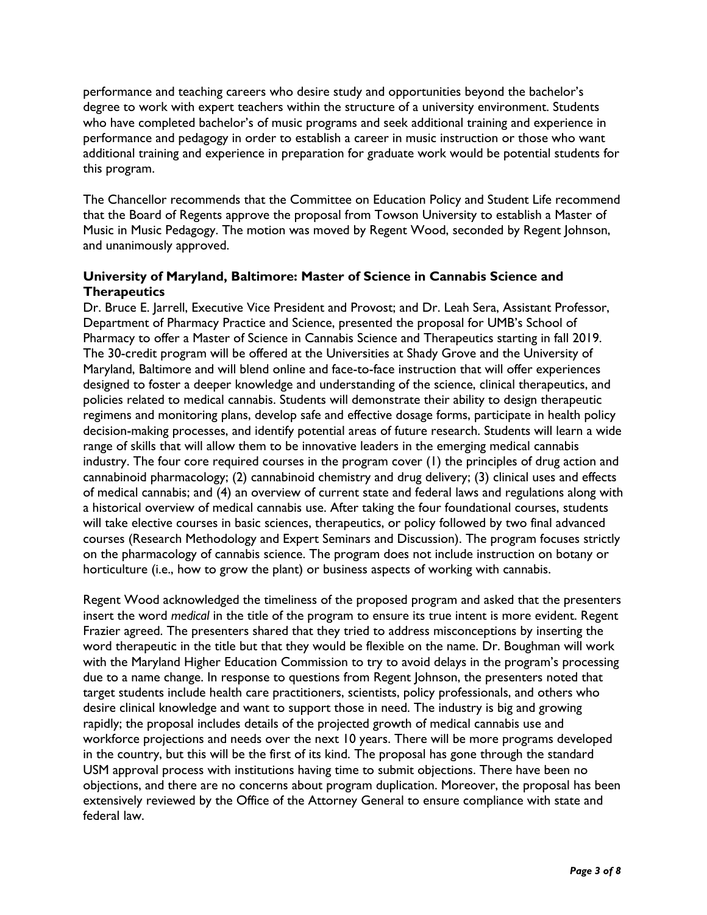performance and teaching careers who desire study and opportunities beyond the bachelor's degree to work with expert teachers within the structure of a university environment. Students who have completed bachelor's of music programs and seek additional training and experience in performance and pedagogy in order to establish a career in music instruction or those who want additional training and experience in preparation for graduate work would be potential students for this program.

The Chancellor recommends that the Committee on Education Policy and Student Life recommend that the Board of Regents approve the proposal from Towson University to establish a Master of Music in Music Pedagogy. The motion was moved by Regent Wood, seconded by Regent Johnson, and unanimously approved.

**University of Maryland, Baltimore: Master of Science in Cannabis Science and Therapeutics**

Dr. Bruce E. Jarrell, Executive Vice President and Provost; and Dr. Leah Sera, Assistant Professor, Department of Pharmacy Practice and Science, presented the proposal for UMB's School of Pharmacy to offer a Master of Science in Cannabis Science and Therapeutics starting in fall 2019. The 30-credit program will be offered at the Universities at Shady Grove and the University of Maryland, Baltimore and will blend online and face-to-face instruction that will offer experiences designed to foster a deeper knowledge and understanding of the science, clinical therapeutics, and policies related to medical cannabis. Students will demonstrate their ability to design therapeutic regimens and monitoring plans, develop safe and effective dosage forms, participate in health policy decision-making processes, and identify potential areas of future research. Students will learn a wide range of skills that will allow them to be innovative leaders in the emerging medical cannabis industry. The four core required courses in the program cover (1) the principles of drug action and cannabinoid pharmacology; (2) cannabinoid chemistry and drug delivery; (3) clinical uses and effects of medical cannabis; and (4) an overview of current state and federal laws and regulations along with a historical overview of medical cannabis use. After taking the four foundational courses, students will take elective courses in basic sciences, therapeutics, or policy followed by two final advanced courses (Research Methodology and Expert Seminars and Discussion). The program focuses strictly on the pharmacology of cannabis science. The program does not include instruction on botany or horticulture (i.e., how to grow the plant) or business aspects of working with cannabis.

Regent Wood acknowledged the timeliness of the proposed program and asked that the presenters insert the word *medical* in the title of the program to ensure its true intent is more evident. Regent Frazier agreed. The presenters shared that they tried to address misconceptions by inserting the word therapeutic in the title but that they would be flexible on the name. Dr. Boughman will work with the Maryland Higher Education Commission to try to avoid delays in the program's processing due to a name change. In response to questions from Regent Johnson, the presenters noted that target students include health care practitioners, scientists, policy professionals, and others who desire clinical knowledge and want to support those in need. The industry is big and growing rapidly; the proposal includes details of the projected growth of medical cannabis use and workforce projections and needs over the next 10 years. There will be more programs developed in the country, but this will be the first of its kind. The proposal has gone through the standard USM approval process with institutions having time to submit objections. There have been no objections, and there are no concerns about program duplication. Moreover, the proposal has been extensively reviewed by the Office of the Attorney General to ensure compliance with state and federal law.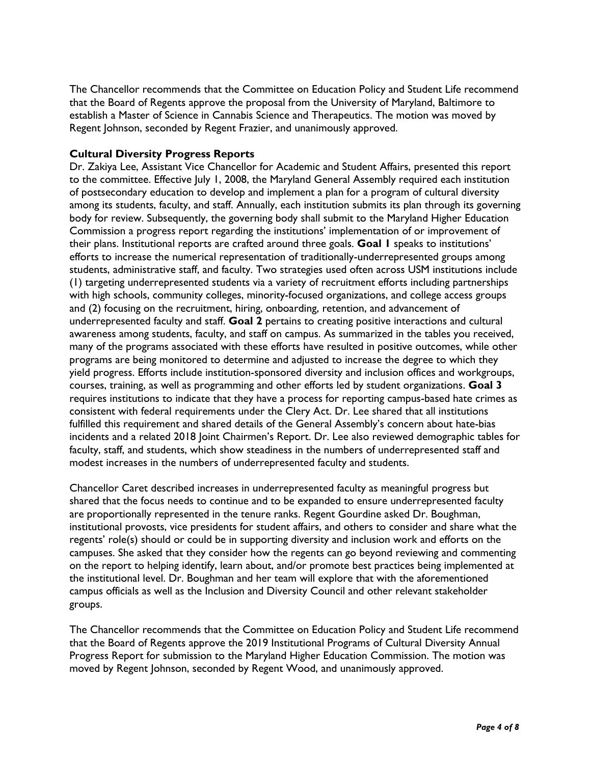The Chancellor recommends that the Committee on Education Policy and Student Life recommend that the Board of Regents approve the proposal from the University of Maryland, Baltimore to establish a Master of Science in Cannabis Science and Therapeutics. The motion was moved by Regent Johnson, seconded by Regent Frazier, and unanimously approved.

**Cultural Diversity Progress Reports**

Dr. Zakiya Lee, Assistant Vice Chancellor for Academic and Student Affairs, presented this report to the committee. Effective July 1, 2008, the Maryland General Assembly required each institution of postsecondary education to develop and implement a plan for a program of cultural diversity among its students, faculty, and staff. Annually, each institution submits its plan through its governing body for review. Subsequently, the governing body shall submit to the Maryland Higher Education Commission a progress report regarding the institutions' implementation of or improvement of their plans. Institutional reports are crafted around three goals. **Goal 1** speaks to institutions' efforts to increase the numerical representation of traditionally-underrepresented groups among students, administrative staff, and faculty. Two strategies used often across USM institutions include (1) targeting underrepresented students via a variety of recruitment efforts including partnerships with high schools, community colleges, minority-focused organizations, and college access groups and (2) focusing on the recruitment, hiring, onboarding, retention, and advancement of underrepresented faculty and staff. **Goal 2** pertains to creating positive interactions and cultural awareness among students, faculty, and staff on campus. As summarized in the tables you received, many of the programs associated with these efforts have resulted in positive outcomes, while other programs are being monitored to determine and adjusted to increase the degree to which they yield progress. Efforts include institution-sponsored diversity and inclusion offices and workgroups, courses, training, as well as programming and other efforts led by student organizations. **Goal 3** requires institutions to indicate that they have a process for reporting campus-based hate crimes as consistent with federal requirements under the Clery Act. Dr. Lee shared that all institutions fulfilled this requirement and shared details of the General Assembly's concern about hate-bias incidents and a related 2018 Joint Chairmen's Report. Dr. Lee also reviewed demographic tables for faculty, staff, and students, which show steadiness in the numbers of underrepresented staff and modest increases in the numbers of underrepresented faculty and students.

Chancellor Caret described increases in underrepresented faculty as meaningful progress but shared that the focus needs to continue and to be expanded to ensure underrepresented faculty are proportionally represented in the tenure ranks. Regent Gourdine asked Dr. Boughman, institutional provosts, vice presidents for student affairs, and others to consider and share what the regents' role(s) should or could be in supporting diversity and inclusion work and efforts on the campuses. She asked that they consider how the regents can go beyond reviewing and commenting on the report to helping identify, learn about, and/or promote best practices being implemented at the institutional level. Dr. Boughman and her team will explore that with the aforementioned campus officials as well as the Inclusion and Diversity Council and other relevant stakeholder groups.

The Chancellor recommends that the Committee on Education Policy and Student Life recommend that the Board of Regents approve the 2019 Institutional Programs of Cultural Diversity Annual Progress Report for submission to the Maryland Higher Education Commission. The motion was moved by Regent Johnson, seconded by Regent Wood, and unanimously approved.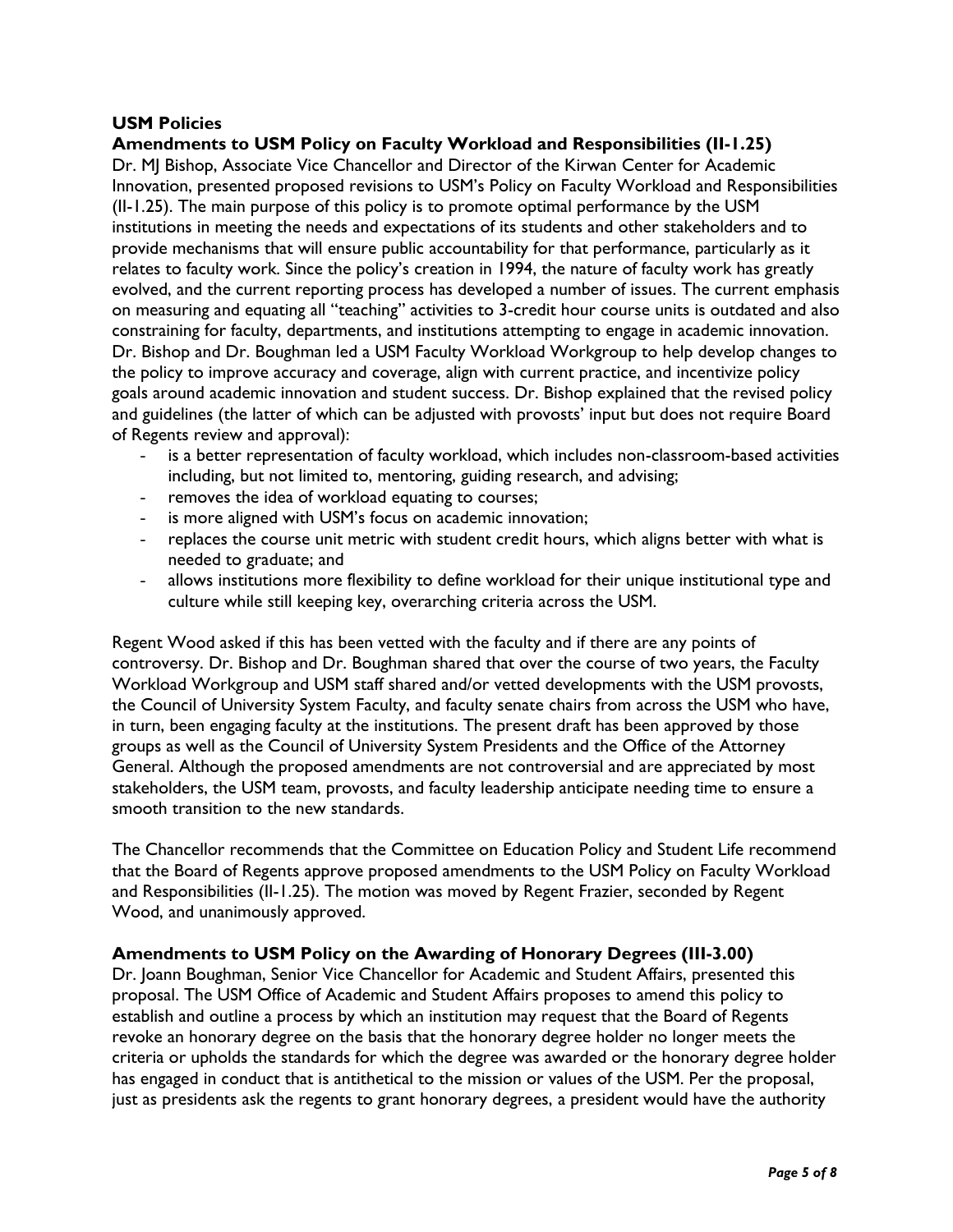**USM Policies**

**Amendments to USM Policy on Faculty Workload and Responsibilities (II-1.25)**

Dr. MJ Bishop, Associate Vice Chancellor and Director of the Kirwan Center for Academic Innovation, presented proposed revisions to USM's Policy on Faculty Workload and Responsibilities (II-1.25). The main purpose of this policy is to promote optimal performance by the USM institutions in meeting the needs and expectations of its students and other stakeholders and to provide mechanisms that will ensure public accountability for that performance, particularly as it relates to faculty work. Since the policy's creation in 1994, the nature of faculty work has greatly evolved, and the current reporting process has developed a number of issues. The current emphasis on measuring and equating all "teaching" activities to 3-credit hour course units is outdated and also constraining for faculty, departments, and institutions attempting to engage in academic innovation. Dr. Bishop and Dr. Boughman led a USM Faculty Workload Workgroup to help develop changes to the policy to improve accuracy and coverage, align with current practice, and incentivize policy goals around academic innovation and student success. Dr. Bishop explained that the revised policy and guidelines (the latter of which can be adjusted with provosts' input but does not require Board of Regents review and approval):

- is a better representation of faculty workload, which includes non-classroom-based activities including, but not limited to, mentoring, guiding research, and advising;
- removes the idea of workload equating to courses;
- is more aligned with USM's focus on academic innovation;
- replaces the course unit metric with student credit hours, which aligns better with what is needed to graduate; and
- allows institutions more flexibility to define workload for their unique institutional type and culture while still keeping key, overarching criteria across the USM.

Regent Wood asked if this has been vetted with the faculty and if there are any points of controversy. Dr. Bishop and Dr. Boughman shared that over the course of two years, the Faculty Workload Workgroup and USM staff shared and/or vetted developments with the USM provosts, the Council of University System Faculty, and faculty senate chairs from across the USM who have, in turn, been engaging faculty at the institutions. The present draft has been approved by those groups as well as the Council of University System Presidents and the Office of the Attorney General. Although the proposed amendments are not controversial and are appreciated by most stakeholders, the USM team, provosts, and faculty leadership anticipate needing time to ensure a smooth transition to the new standards.

The Chancellor recommends that the Committee on Education Policy and Student Life recommend that the Board of Regents approve proposed amendments to the USM Policy on Faculty Workload and Responsibilities (II-1.25). The motion was moved by Regent Frazier, seconded by Regent Wood, and unanimously approved.

**Amendments to USM Policy on the Awarding of Honorary Degrees (III-3.00)**

Dr. Joann Boughman, Senior Vice Chancellor for Academic and Student Affairs, presented this proposal. The USM Office of Academic and Student Affairs proposes to amend this policy to establish and outline a process by which an institution may request that the Board of Regents revoke an honorary degree on the basis that the honorary degree holder no longer meets the criteria or upholds the standards for which the degree was awarded or the honorary degree holder has engaged in conduct that is antithetical to the mission or values of the USM. Per the proposal, just as presidents ask the regents to grant honorary degrees, a president would have the authority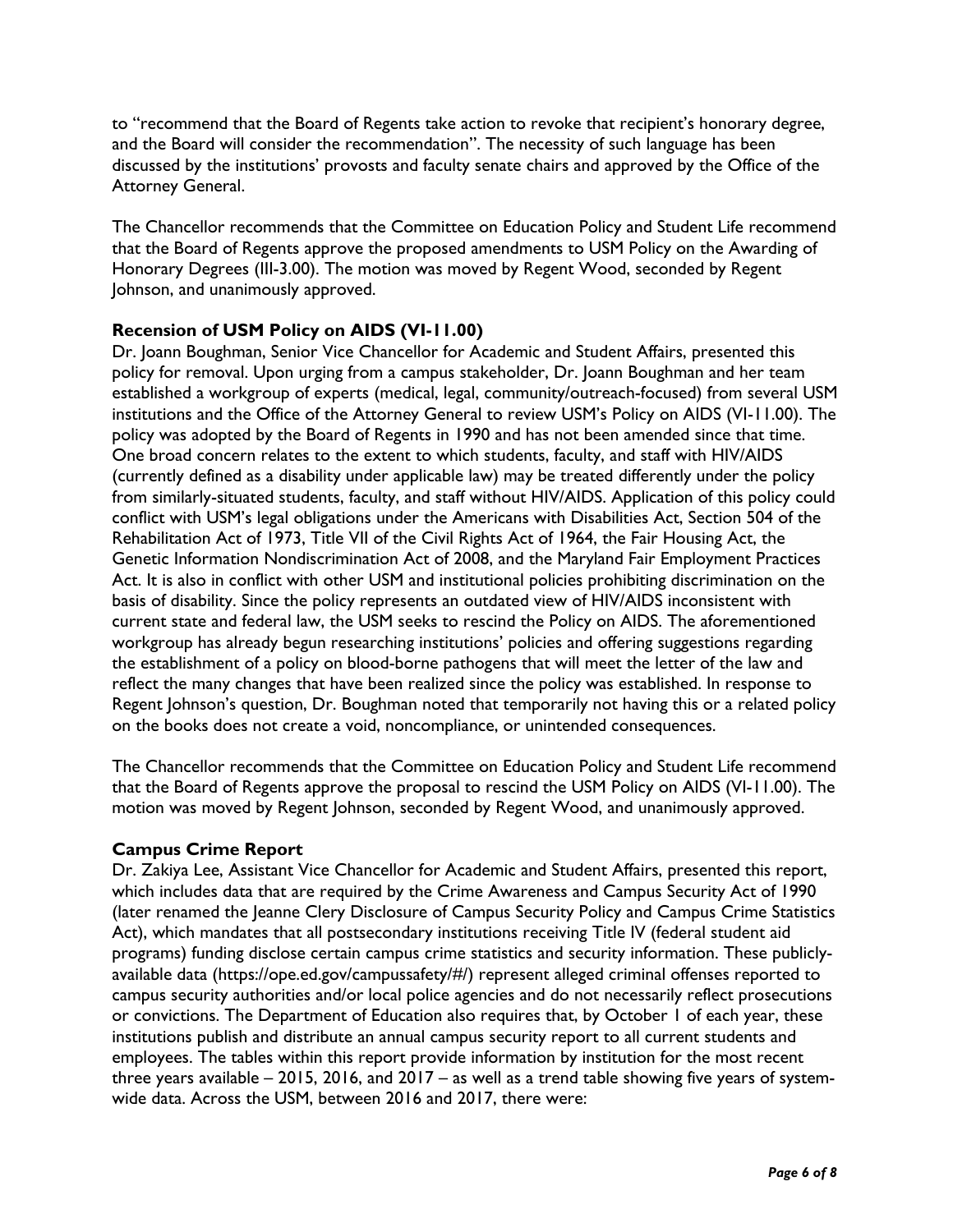to "recommend that the Board of Regents take action to revoke that recipient's honorary degree, and the Board will consider the recommendation". The necessity of such language has been discussed by the institutions' provosts and faculty senate chairs and approved by the Office of the Attorney General.

The Chancellor recommends that the Committee on Education Policy and Student Life recommend that the Board of Regents approve the proposed amendments to USM Policy on the Awarding of Honorary Degrees (III-3.00). The motion was moved by Regent Wood, seconded by Regent Johnson, and unanimously approved.

**Recension of USM Policy on AIDS (VI-11.00)**

Dr. Joann Boughman, Senior Vice Chancellor for Academic and Student Affairs, presented this policy for removal. Upon urging from a campus stakeholder, Dr. Joann Boughman and her team established a workgroup of experts (medical, legal, community/outreach-focused) from several USM institutions and the Office of the Attorney General to review USM's Policy on AIDS (VI-11.00). The policy was adopted by the Board of Regents in 1990 and has not been amended since that time. One broad concern relates to the extent to which students, faculty, and staff with HIV/AIDS (currently defined as a disability under applicable law) may be treated differently under the policy from similarly-situated students, faculty, and staff without HIV/AIDS. Application of this policy could conflict with USM's legal obligations under the Americans with Disabilities Act, Section 504 of the Rehabilitation Act of 1973, Title VII of the Civil Rights Act of 1964, the Fair Housing Act, the Genetic Information Nondiscrimination Act of 2008, and the Maryland Fair Employment Practices Act. It is also in conflict with other USM and institutional policies prohibiting discrimination on the basis of disability. Since the policy represents an outdated view of HIV/AIDS inconsistent with current state and federal law, the USM seeks to rescind the Policy on AIDS. The aforementioned workgroup has already begun researching institutions' policies and offering suggestions regarding the establishment of a policy on blood-borne pathogens that will meet the letter of the law and reflect the many changes that have been realized since the policy was established. In response to Regent Johnson's question, Dr. Boughman noted that temporarily not having this or a related policy on the books does not create a void, noncompliance, or unintended consequences.

The Chancellor recommends that the Committee on Education Policy and Student Life recommend that the Board of Regents approve the proposal to rescind the USM Policy on AIDS (VI-11.00). The motion was moved by Regent Johnson, seconded by Regent Wood, and unanimously approved.

**Campus Crime Report**

Dr. Zakiya Lee, Assistant Vice Chancellor for Academic and Student Affairs, presented this report, which includes data that are required by the Crime Awareness and Campus Security Act of 1990 (later renamed the Jeanne Clery Disclosure of Campus Security Policy and Campus Crime Statistics Act), which mandates that all postsecondary institutions receiving Title IV (federal student aid programs) funding disclose certain campus crime statistics and security information. These publicly-available data (https://ope.ed.gov/campussafety/#/) represent alleged criminal offenses reported to campus security authorities and/or local police agencies and do not necessarily reflect prosecutions or convictions. The Department of Education also requires that, by October 1 of each year, these institutions publish and distribute an annual campus security report to all current students and employees. The tables within this report provide information by institution for the most recent three years available – 2015, 2016, and 2017 – as well as a trend table showing five years of system-wide data. Across the USM, between 2016 and 2017, there were: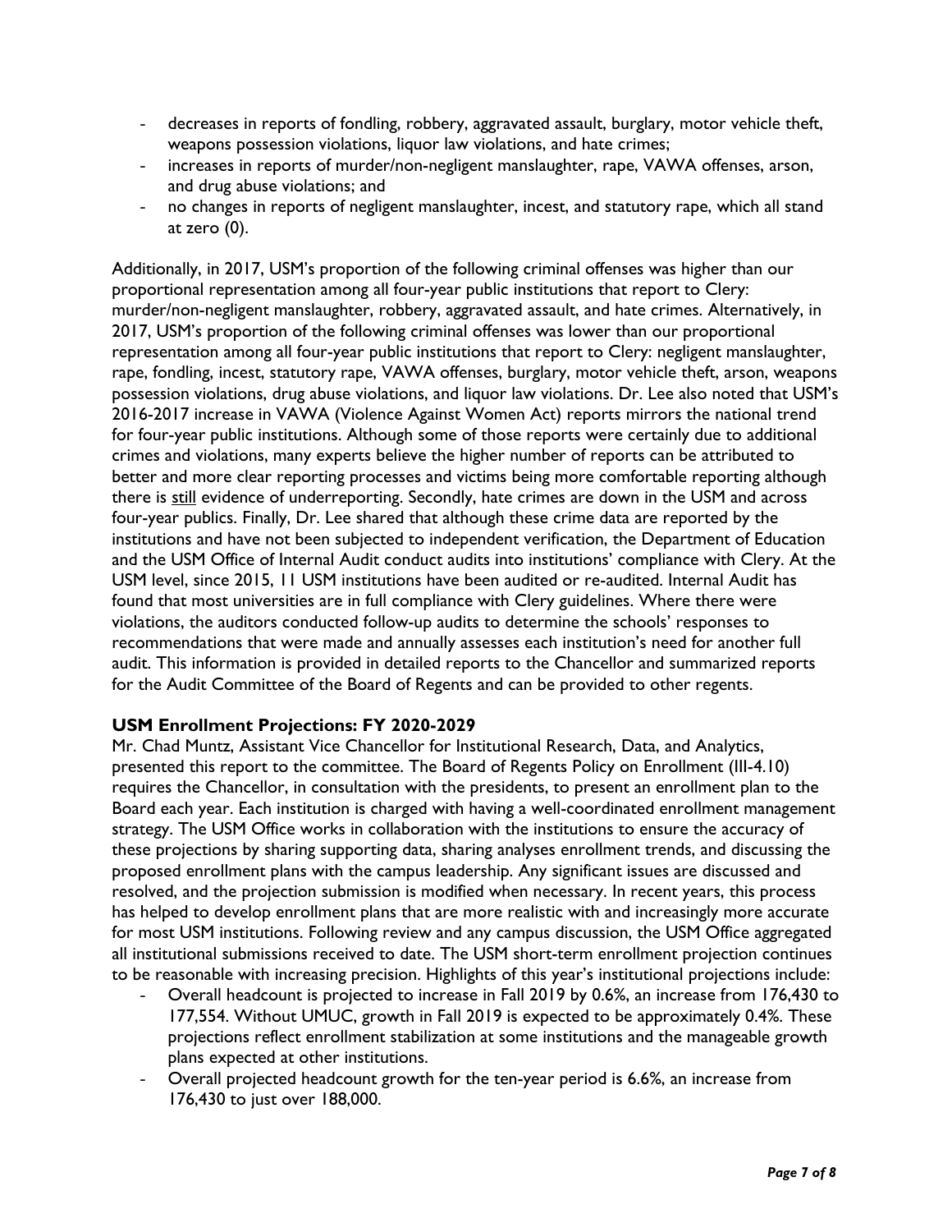- decreases in reports of fondling, robbery, aggravated assault, burglary, motor vehicle theft, weapons possession violations, liquor law violations, and hate crimes;
- increases in reports of murder/non-negligent manslaughter, rape, VAWA offenses, arson, and drug abuse violations; and
- no changes in reports of negligent manslaughter, incest, and statutory rape, which all stand at zero (0).

Additionally, in 2017, USM's proportion of the following criminal offenses was higher than our proportional representation among all four-year public institutions that report to Clery: murder/non-negligent manslaughter, robbery, aggravated assault, and hate crimes. Alternatively, in 2017, USM's proportion of the following criminal offenses was lower than our proportional representation among all four-year public institutions that report to Clery: negligent manslaughter, rape, fondling, incest, statutory rape, VAWA offenses, burglary, motor vehicle theft, arson, weapons possession violations, drug abuse violations, and liquor law violations. Dr. Lee also noted that USM's 2016-2017 increase in VAWA (Violence Against Women Act) reports mirrors the national trend for four-year public institutions. Although some of those reports were certainly due to additional crimes and violations, many experts believe the higher number of reports can be attributed to better and more clear reporting processes and victims being more comfortable reporting although there is still evidence of underreporting. Secondly, hate crimes are down in the USM and across four-year publics. Finally, Dr. Lee shared that although these crime data are reported by the institutions and have not been subjected to independent verification, the Department of Education and the USM Office of Internal Audit conduct audits into institutions' compliance with Clery. At the USM level, since 2015, 11 USM institutions have been audited or re-audited. Internal Audit has found that most universities are in full compliance with Clery guidelines. Where there were violations, the auditors conducted follow-up audits to determine the schools' responses to recommendations that were made and annually assesses each institution's need for another full audit. This information is provided in detailed reports to the Chancellor and summarized reports for the Audit Committee of the Board of Regents and can be provided to other regents.

**USM Enrollment Projections: FY 2020-2029**

Mr. Chad Muntz, Assistant Vice Chancellor for Institutional Research, Data, and Analytics, presented this report to the committee. The Board of Regents Policy on Enrollment (III-4.10) requires the Chancellor, in consultation with the presidents, to present an enrollment plan to the Board each year. Each institution is charged with having a well-coordinated enrollment management strategy. The USM Office works in collaboration with the institutions to ensure the accuracy of these projections by sharing supporting data, sharing analyses enrollment trends, and discussing the proposed enrollment plans with the campus leadership. Any significant issues are discussed and resolved, and the projection submission is modified when necessary. In recent years, this process has helped to develop enrollment plans that are more realistic with and increasingly more accurate for most USM institutions. Following review and any campus discussion, the USM Office aggregated all institutional submissions received to date. The USM short-term enrollment projection continues to be reasonable with increasing precision. Highlights of this year's institutional projections include:

- Overall headcount is projected to increase in Fall 2019 by 0.6%, an increase from 176,430 to 177,554. Without UMUC, growth in Fall 2019 is expected to be approximately 0.4%. These projections reflect enrollment stabilization at some institutions and the manageable growth plans expected at other institutions.
- Overall projected headcount growth for the ten-year period is 6.6%, an increase from 176,430 to just over 188,000.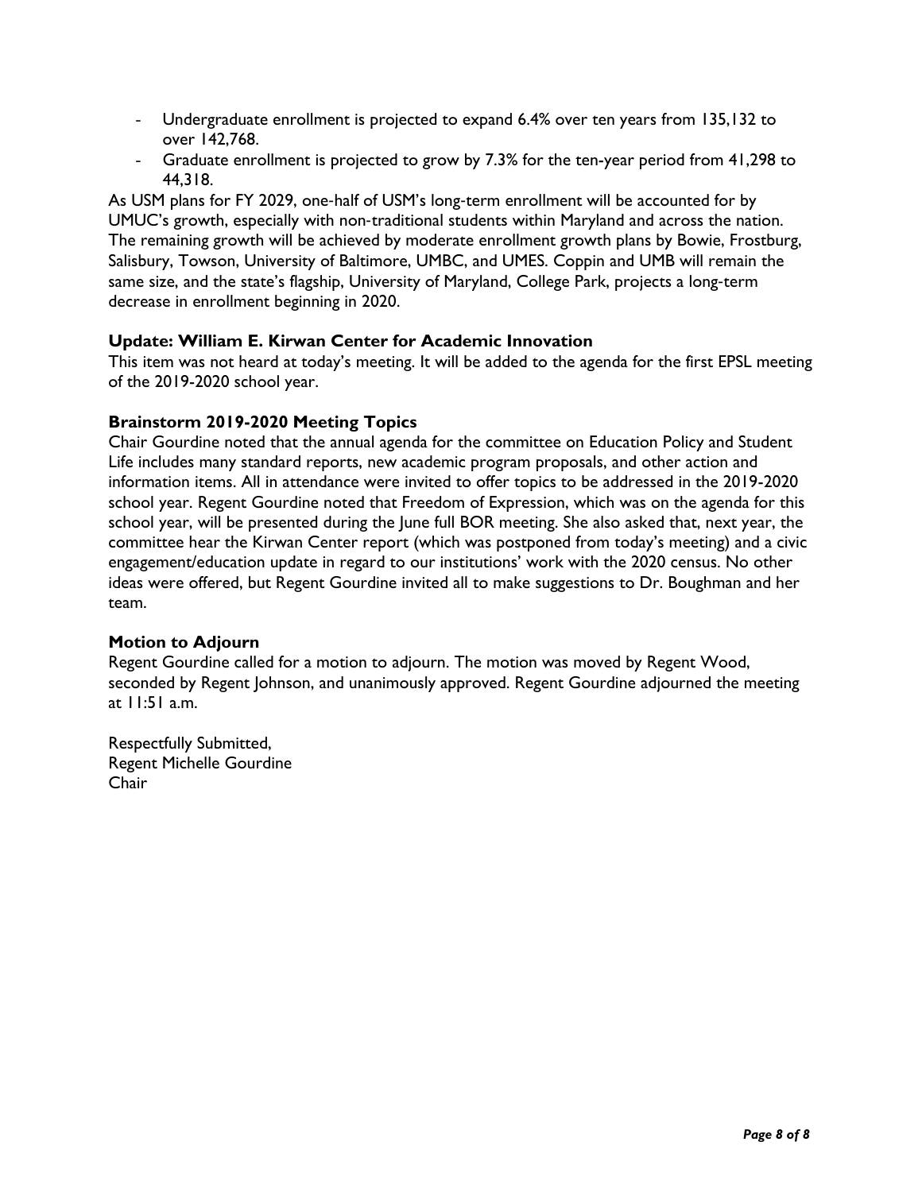- Undergraduate enrollment is projected to expand 6.4% over ten years from 135,132 to over 142,768.
- Graduate enrollment is projected to grow by 7.3% for the ten-year period from 41,298 to 44,318.

As USM plans for FY 2029, one-half of USM's long-term enrollment will be accounted for by UMUC's growth, especially with non-traditional students within Maryland and across the nation. The remaining growth will be achieved by moderate enrollment growth plans by Bowie, Frostburg, Salisbury, Towson, University of Baltimore, UMBC, and UMES. Coppin and UMB will remain the same size, and the state's flagship, University of Maryland, College Park, projects a long-term decrease in enrollment beginning in 2020.

**Update: William E. Kirwan Center for Academic Innovation**

This item was not heard at today's meeting. It will be added to the agenda for the first EPSL meeting of the 2019-2020 school year.

**Brainstorm 2019-2020 Meeting Topics**

Chair Gourdine noted that the annual agenda for the committee on Education Policy and Student Life includes many standard reports, new academic program proposals, and other action and information items. All in attendance were invited to offer topics to be addressed in the 2019-2020 school year. Regent Gourdine noted that Freedom of Expression, which was on the agenda for this school year, will be presented during the June full BOR meeting. She also asked that, next year, the committee hear the Kirwan Center report (which was postponed from today's meeting) and a civic engagement/education update in regard to our institutions' work with the 2020 census. No other ideas were offered, but Regent Gourdine invited all to make suggestions to Dr. Boughman and her team.

**Motion to Adjourn**

Regent Gourdine called for a motion to adjourn. The motion was moved by Regent Wood, seconded by Regent Johnson, and unanimously approved. Regent Gourdine adjourned the meeting at 11:51 a.m.

Respectfully Submitted,
Regent Michelle Gourdine
Chair